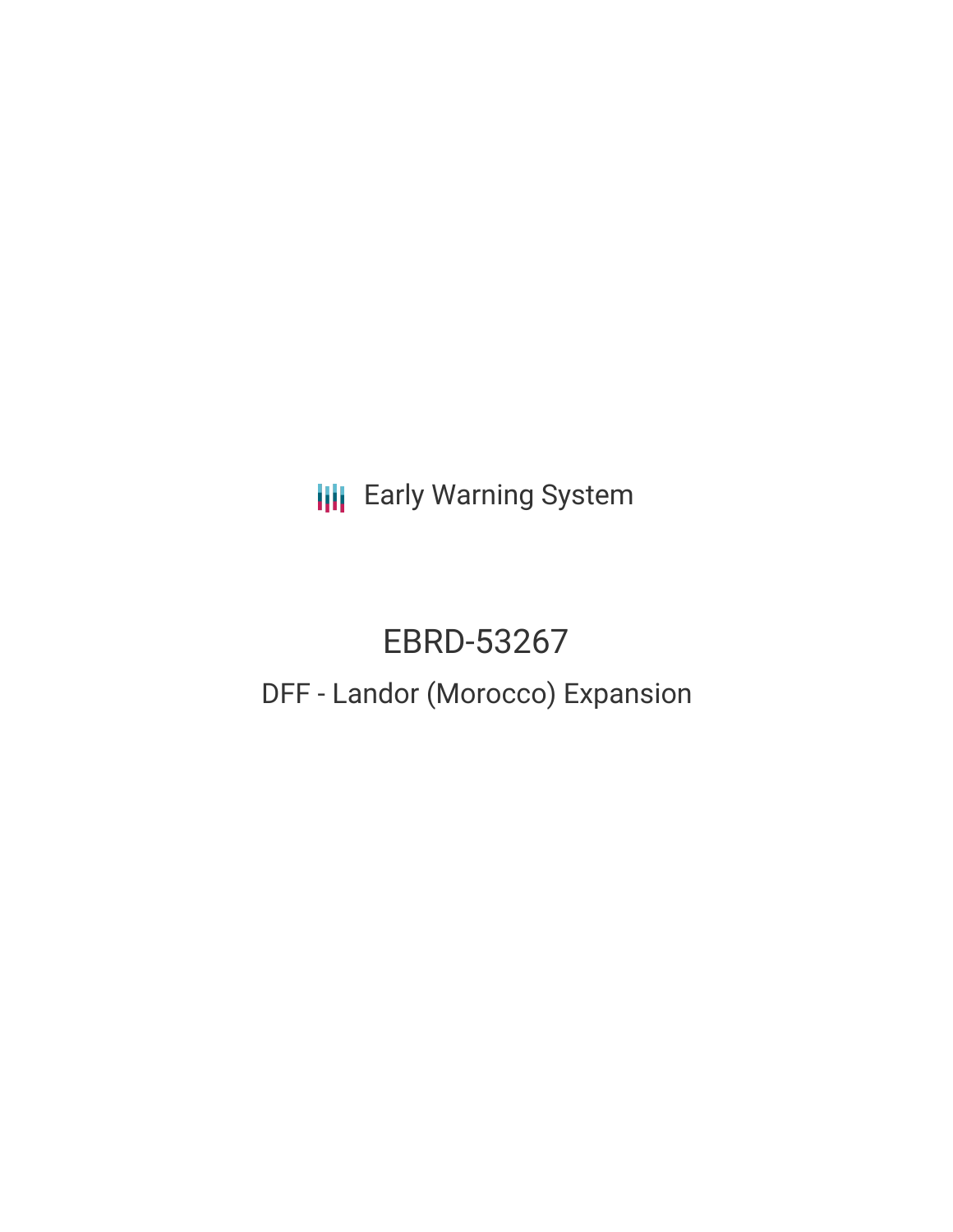Early Warning System

# EBRD-53267

## DFF - Landor (Morocco) Expansion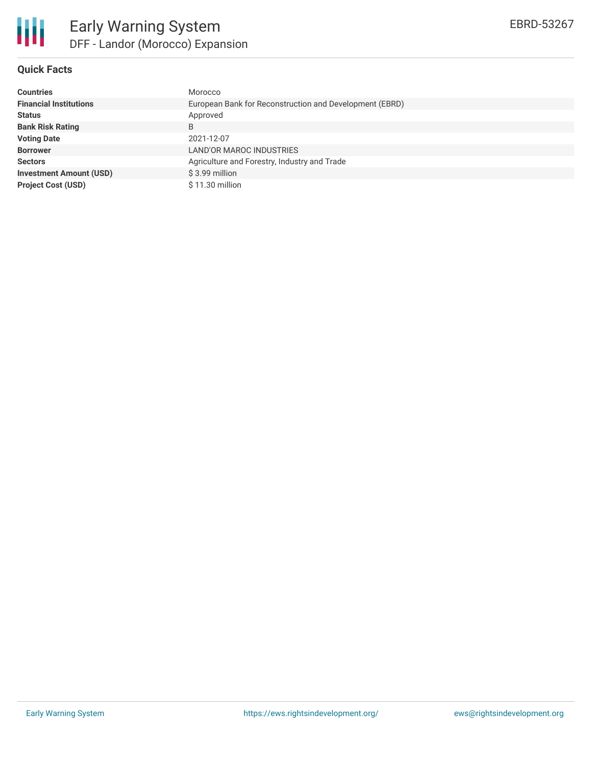# Early Warning System

## DFF - Landor (Morocco) Expansion

EBRD-53267

### Quick Facts

| | |
|---|---|
| **Countries** | Morocco |
| **Financial Institutions** | European Bank for Reconstruction and Development (EBRD) |
| **Status** | Approved |
| **Bank Risk Rating** | B |
| **Voting Date** | 2021-12-07 |
| **Borrower** | LAND'OR MAROC INDUSTRIES |
| **Sectors** | Agriculture and Forestry, Industry and Trade |
| **Investment Amount (USD)** | $ 3.99 million |
| **Project Cost (USD)** | $ 11.30 million |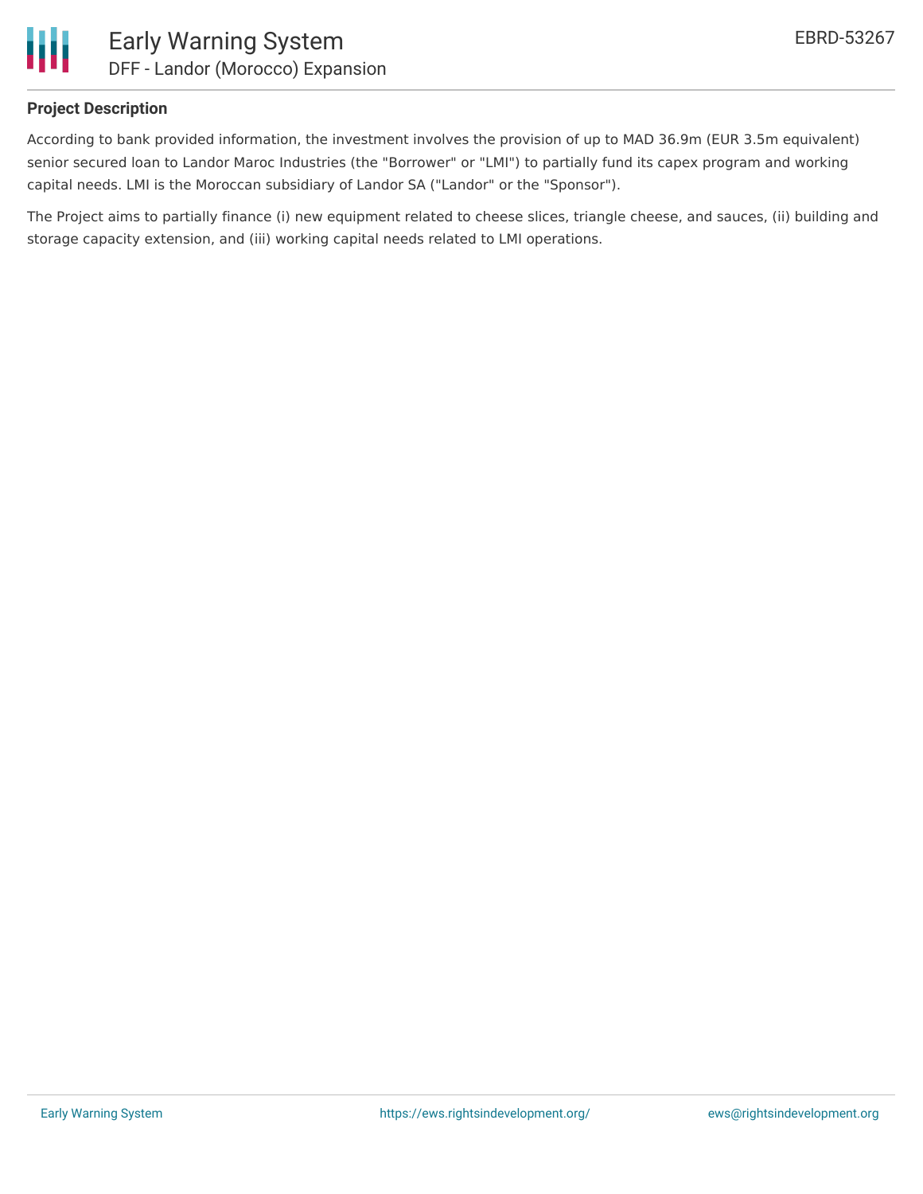## Project Description

According to bank provided information, the investment involves the provision of up to MAD 36.9m (EUR 3.5m equivalent) senior secured loan to Landor Maroc Industries (the "Borrower" or "LMI") to partially fund its capex program and working capital needs. LMI is the Moroccan subsidiary of Landor SA ("Landor" or the "Sponsor").

The Project aims to partially finance (i) new equipment related to cheese slices, triangle cheese, and sauces, (ii) building and storage capacity extension, and (iii) working capital needs related to LMI operations.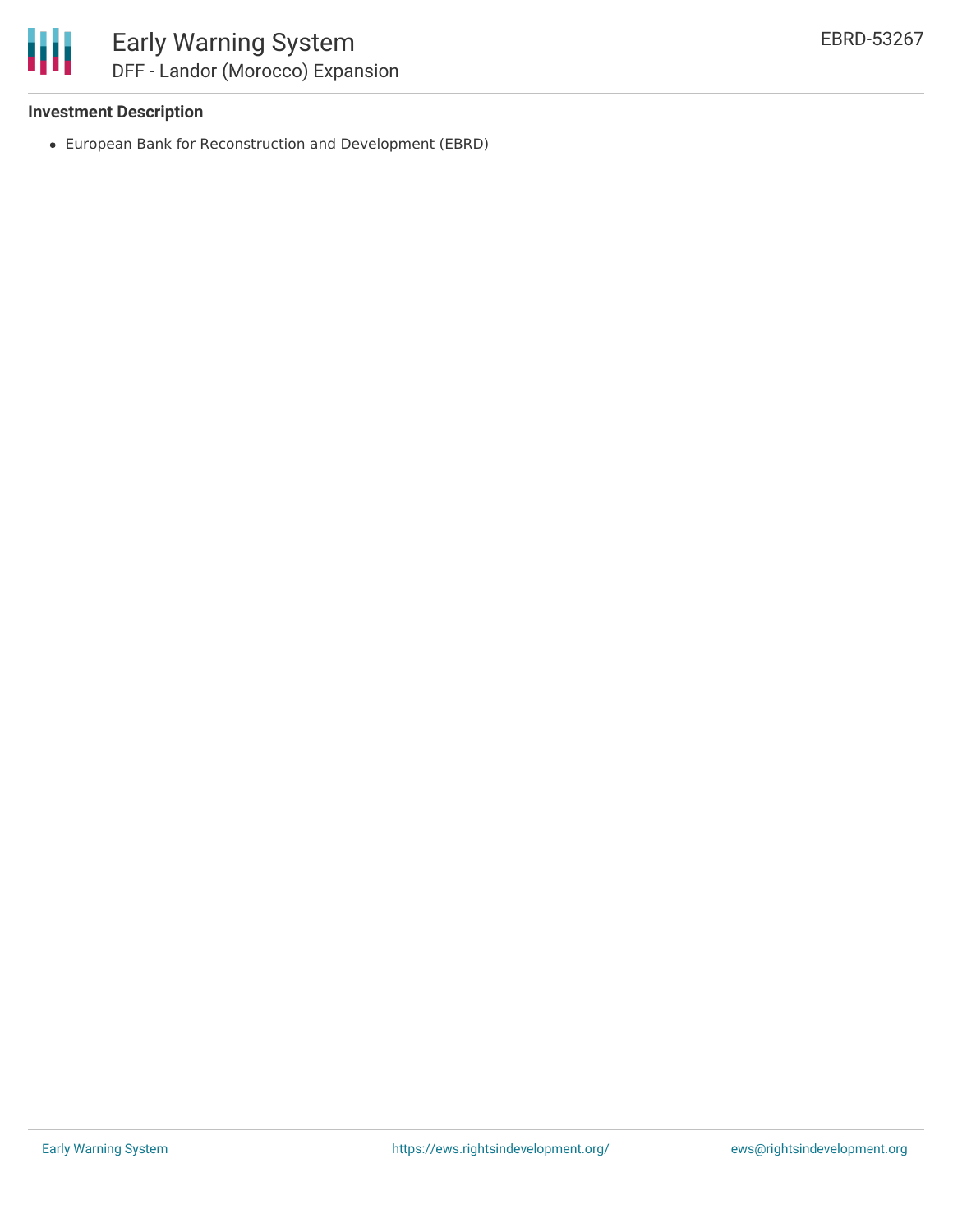#### Investment Description

- European Bank for Reconstruction and Development (EBRD)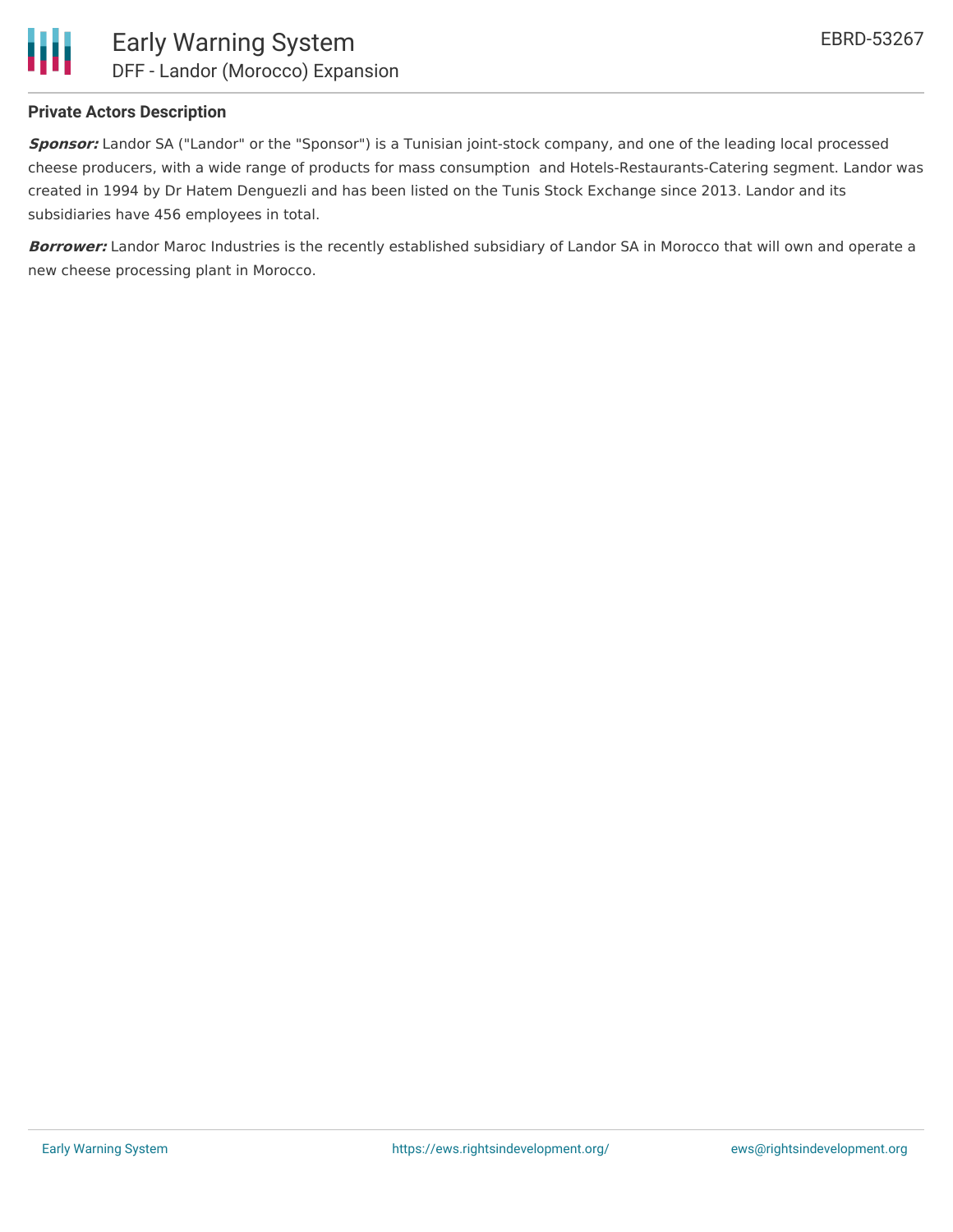## Private Actors Description

***Sponsor:*** Landor SA ("Landor" or the "Sponsor") is a Tunisian joint-stock company, and one of the leading local processed cheese producers, with a wide range of products for mass consumption and Hotels-Restaurants-Catering segment. Landor was created in 1994 by Dr Hatem Denguezli and has been listed on the Tunis Stock Exchange since 2013. Landor and its subsidiaries have 456 employees in total.

***Borrower:*** Landor Maroc Industries is the recently established subsidiary of Landor SA in Morocco that will own and operate a new cheese processing plant in Morocco.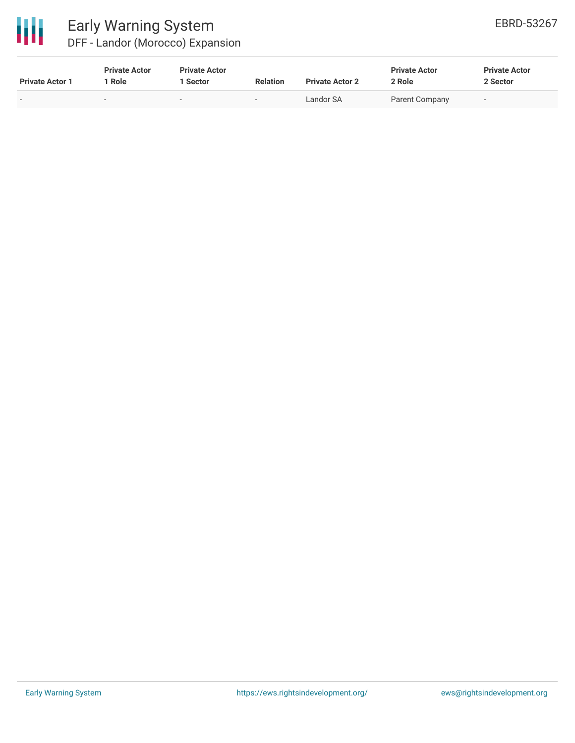| Private Actor 1 | Private Actor 1 Role | Private Actor 1 Sector | Relation | Private Actor 2 | Private Actor 2 Role | Private Actor 2 Sector |
|---|---|---|---|---|---|---|
| - | - | - | - | Landor SA | Parent Company | - |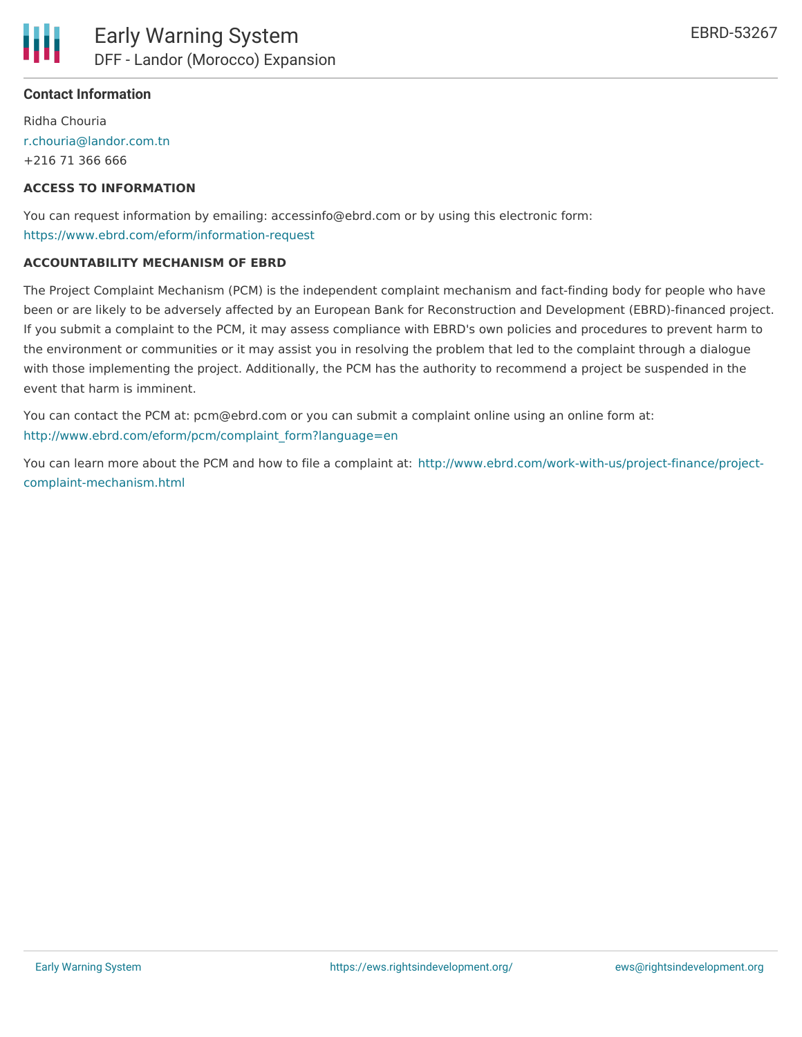### Contact Information

Ridha Chouria
r.chouria@landor.com.tn
+216 71 366 666

**ACCESS TO INFORMATION**

You can request information by emailing: accessinfo@ebrd.com or by using this electronic form: https://www.ebrd.com/eform/information-request

**ACCOUNTABILITY MECHANISM OF EBRD**

The Project Complaint Mechanism (PCM) is the independent complaint mechanism and fact-finding body for people who have been or are likely to be adversely affected by an European Bank for Reconstruction and Development (EBRD)-financed project. If you submit a complaint to the PCM, it may assess compliance with EBRD's own policies and procedures to prevent harm to the environment or communities or it may assist you in resolving the problem that led to the complaint through a dialogue with those implementing the project. Additionally, the PCM has the authority to recommend a project be suspended in the event that harm is imminent.

You can contact the PCM at: pcm@ebrd.com or you can submit a complaint online using an online form at: http://www.ebrd.com/eform/pcm/complaint_form?language=en

You can learn more about the PCM and how to file a complaint at: http://www.ebrd.com/work-with-us/project-finance/project-complaint-mechanism.html